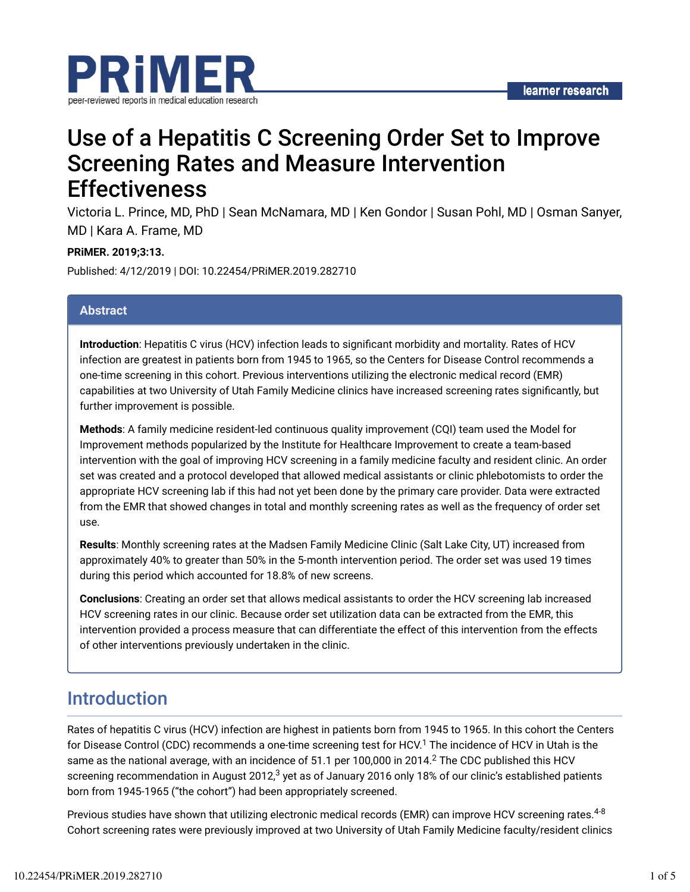# Use of a Hepatitis C Screening Order Set to Improve Screening Rates and Measure Intervention Effectiveness

Victoria L. Prince, MD, PhD | Sean McNamara, MD | Ken Gondor | Susan Pohl, MD | Osman Sanyer, MD | Kara A. Frame, MD

**PRiMER. 2019;3:13.**

Published: 4/12/2019 | DOI: 10.22454/PRiMER.2019.282710

## Abstract

**Introduction**: Hepatitis C virus (HCV) infection leads to significant morbidity and mortality. Rates of HCV infection are greatest in patients born from 1945 to 1965, so the Centers for Disease Control recommends a one-time screening in this cohort. Previous interventions utilizing the electronic medical record (EMR) capabilities at two University of Utah Family Medicine clinics have increased screening rates significantly, but further improvement is possible.

**Methods**: A family medicine resident-led continuous quality improvement (CQI) team used the Model for Improvement methods popularized by the Institute for Healthcare Improvement to create a team-based intervention with the goal of improving HCV screening in a family medicine faculty and resident clinic. An order set was created and a protocol developed that allowed medical assistants or clinic phlebotomists to order the appropriate HCV screening lab if this had not yet been done by the primary care provider. Data were extracted from the EMR that showed changes in total and monthly screening rates as well as the frequency of order set use.

**Results**: Monthly screening rates at the Madsen Family Medicine Clinic (Salt Lake City, UT) increased from approximately 40% to greater than 50% in the 5-month intervention period. The order set was used 19 times during this period which accounted for 18.8% of new screens.

**Conclusions**: Creating an order set that allows medical assistants to order the HCV screening lab increased HCV screening rates in our clinic. Because order set utilization data can be extracted from the EMR, this intervention provided a process measure that can differentiate the effect of this intervention from the effects of other interventions previously undertaken in the clinic.

## Introduction

Rates of hepatitis C virus (HCV) infection are highest in patients born from 1945 to 1965. In this cohort the Centers for Disease Control (CDC) recommends a one-time screening test for HCV.[1] The incidence of HCV in Utah is the same as the national average, with an incidence of 51.1 per 100,000 in 2014.[2] The CDC published this HCV screening recommendation in August 2012,[3] yet as of January 2016 only 18% of our clinic's established patients born from 1945-1965 ("the cohort") had been appropriately screened.

Previous studies have shown that utilizing electronic medical records (EMR) can improve HCV screening rates.[4-8] Cohort screening rates were previously improved at two University of Utah Family Medicine faculty/resident clinics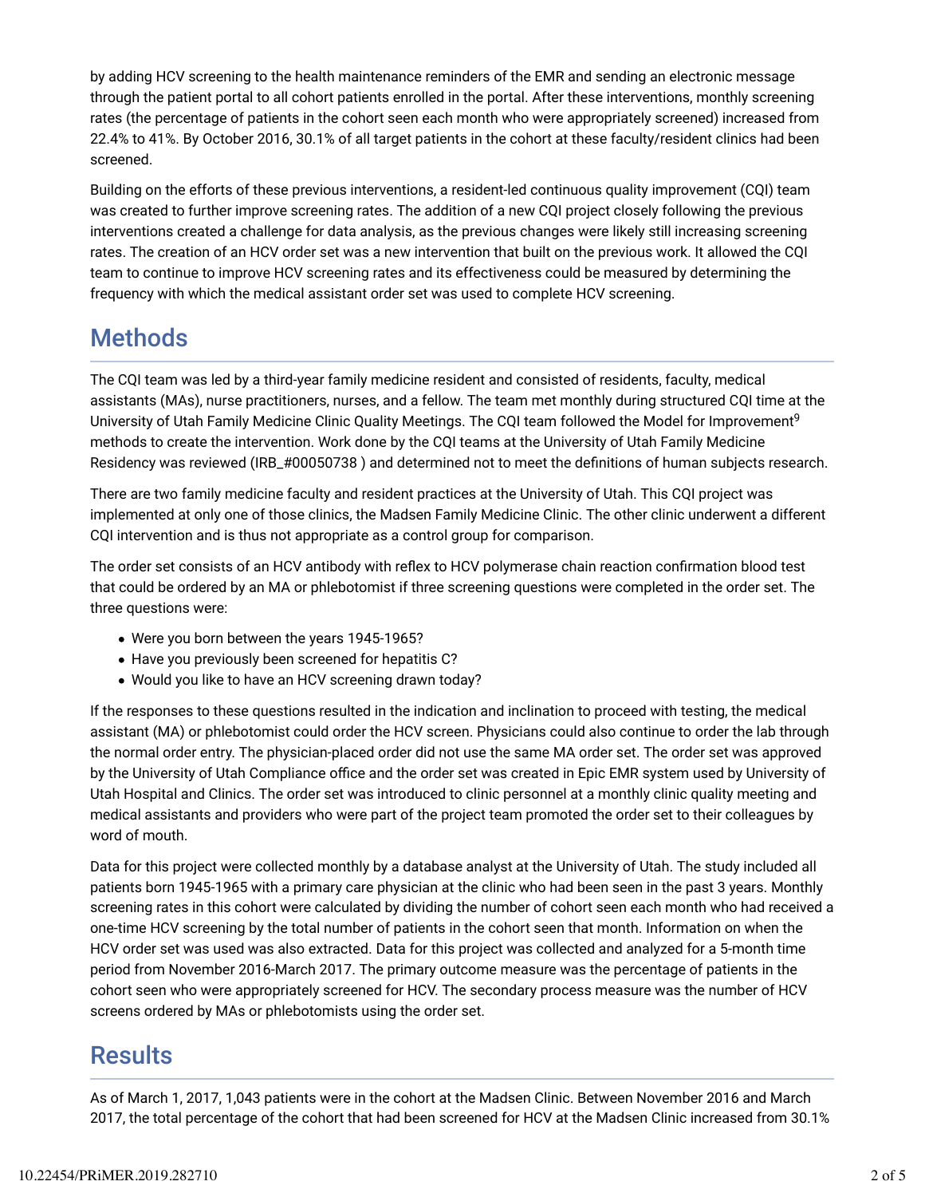by adding HCV screening to the health maintenance reminders of the EMR and sending an electronic message through the patient portal to all cohort patients enrolled in the portal. After these interventions, monthly screening rates (the percentage of patients in the cohort seen each month who were appropriately screened) increased from 22.4% to 41%. By October 2016, 30.1% of all target patients in the cohort at these faculty/resident clinics had been screened.

Building on the efforts of these previous interventions, a resident-led continuous quality improvement (CQI) team was created to further improve screening rates. The addition of a new CQI project closely following the previous interventions created a challenge for data analysis, as the previous changes were likely still increasing screening rates. The creation of an HCV order set was a new intervention that built on the previous work. It allowed the CQI team to continue to improve HCV screening rates and its effectiveness could be measured by determining the frequency with which the medical assistant order set was used to complete HCV screening.

## Methods

The CQI team was led by a third-year family medicine resident and consisted of residents, faculty, medical assistants (MAs), nurse practitioners, nurses, and a fellow. The team met monthly during structured CQI time at the University of Utah Family Medicine Clinic Quality Meetings. The CQI team followed the Model for Improvement[9] methods to create the intervention. Work done by the CQI teams at the University of Utah Family Medicine Residency was reviewed (IRB_#00050738 ) and determined not to meet the definitions of human subjects research.

There are two family medicine faculty and resident practices at the University of Utah. This CQI project was implemented at only one of those clinics, the Madsen Family Medicine Clinic. The other clinic underwent a different CQI intervention and is thus not appropriate as a control group for comparison.

The order set consists of an HCV antibody with reflex to HCV polymerase chain reaction confirmation blood test that could be ordered by an MA or phlebotomist if three screening questions were completed in the order set. The three questions were:

- Were you born between the years 1945-1965?
- Have you previously been screened for hepatitis C?
- Would you like to have an HCV screening drawn today?

If the responses to these questions resulted in the indication and inclination to proceed with testing, the medical assistant (MA) or phlebotomist could order the HCV screen. Physicians could also continue to order the lab through the normal order entry. The physician-placed order did not use the same MA order set. The order set was approved by the University of Utah Compliance office and the order set was created in Epic EMR system used by University of Utah Hospital and Clinics. The order set was introduced to clinic personnel at a monthly clinic quality meeting and medical assistants and providers who were part of the project team promoted the order set to their colleagues by word of mouth.

Data for this project were collected monthly by a database analyst at the University of Utah. The study included all patients born 1945-1965 with a primary care physician at the clinic who had been seen in the past 3 years. Monthly screening rates in this cohort were calculated by dividing the number of cohort seen each month who had received a one-time HCV screening by the total number of patients in the cohort seen that month. Information on when the HCV order set was used was also extracted. Data for this project was collected and analyzed for a 5-month time period from November 2016-March 2017. The primary outcome measure was the percentage of patients in the cohort seen who were appropriately screened for HCV. The secondary process measure was the number of HCV screens ordered by MAs or phlebotomists using the order set.

## Results

As of March 1, 2017, 1,043 patients were in the cohort at the Madsen Clinic. Between November 2016 and March 2017, the total percentage of the cohort that had been screened for HCV at the Madsen Clinic increased from 30.1%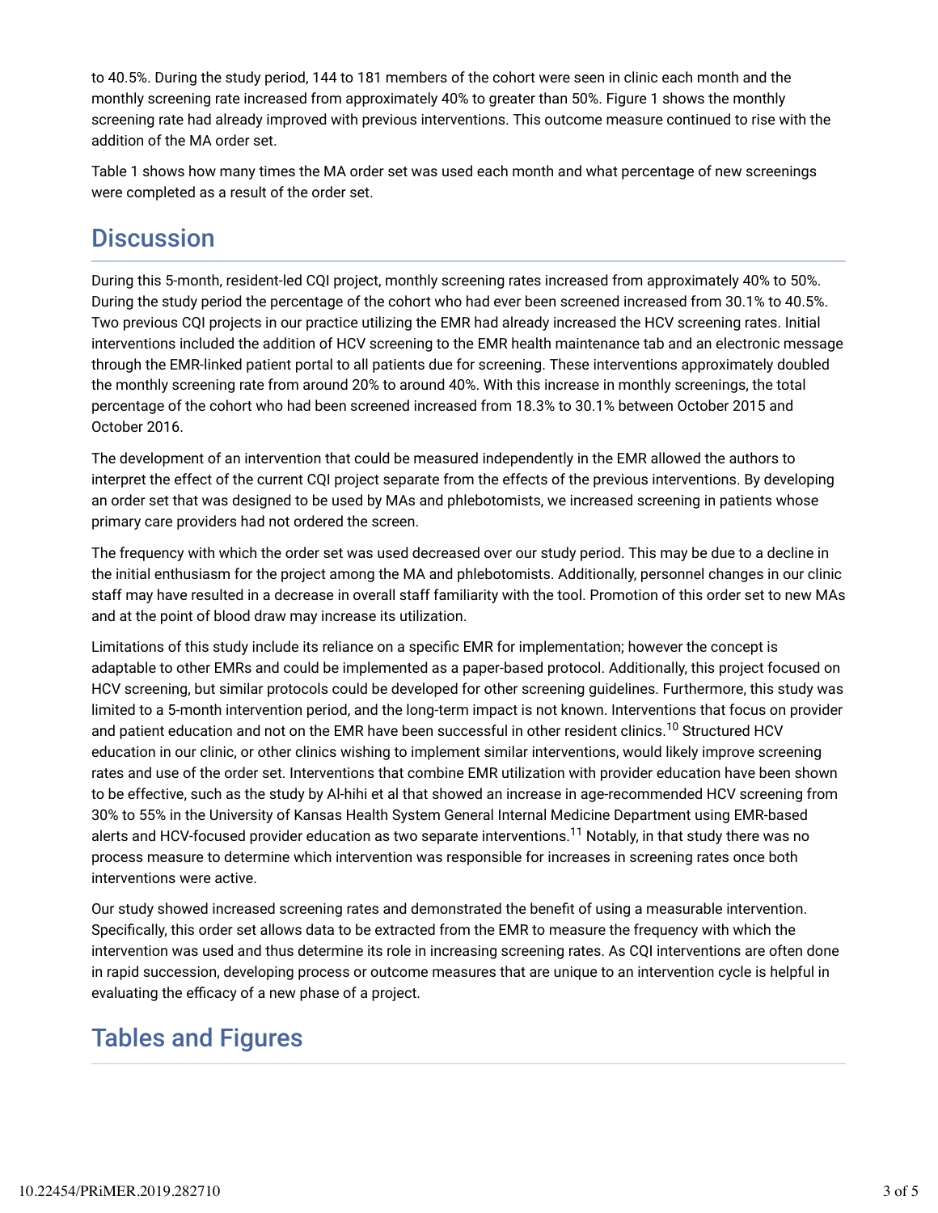to 40.5%. During the study period, 144 to 181 members of the cohort were seen in clinic each month and the monthly screening rate increased from approximately 40% to greater than 50%. Figure 1 shows the monthly screening rate had already improved with previous interventions. This outcome measure continued to rise with the addition of the MA order set.

Table 1 shows how many times the MA order set was used each month and what percentage of new screenings were completed as a result of the order set.

## Discussion

During this 5-month, resident-led CQI project, monthly screening rates increased from approximately 40% to 50%. During the study period the percentage of the cohort who had ever been screened increased from 30.1% to 40.5%. Two previous CQI projects in our practice utilizing the EMR had already increased the HCV screening rates. Initial interventions included the addition of HCV screening to the EMR health maintenance tab and an electronic message through the EMR-linked patient portal to all patients due for screening. These interventions approximately doubled the monthly screening rate from around 20% to around 40%. With this increase in monthly screenings, the total percentage of the cohort who had been screened increased from 18.3% to 30.1% between October 2015 and October 2016.

The development of an intervention that could be measured independently in the EMR allowed the authors to interpret the effect of the current CQI project separate from the effects of the previous interventions. By developing an order set that was designed to be used by MAs and phlebotomists, we increased screening in patients whose primary care providers had not ordered the screen.

The frequency with which the order set was used decreased over our study period. This may be due to a decline in the initial enthusiasm for the project among the MA and phlebotomists. Additionally, personnel changes in our clinic staff may have resulted in a decrease in overall staff familiarity with the tool. Promotion of this order set to new MAs and at the point of blood draw may increase its utilization.

Limitations of this study include its reliance on a specific EMR for implementation; however the concept is adaptable to other EMRs and could be implemented as a paper-based protocol. Additionally, this project focused on HCV screening, but similar protocols could be developed for other screening guidelines. Furthermore, this study was limited to a 5-month intervention period, and the long-term impact is not known. Interventions that focus on provider and patient education and not on the EMR have been successful in other resident clinics.[10] Structured HCV education in our clinic, or other clinics wishing to implement similar interventions, would likely improve screening rates and use of the order set. Interventions that combine EMR utilization with provider education have been shown to be effective, such as the study by Al-hihi et al that showed an increase in age-recommended HCV screening from 30% to 55% in the University of Kansas Health System General Internal Medicine Department using EMR-based alerts and HCV-focused provider education as two separate interventions.[11] Notably, in that study there was no process measure to determine which intervention was responsible for increases in screening rates once both interventions were active.

Our study showed increased screening rates and demonstrated the benefit of using a measurable intervention. Specifically, this order set allows data to be extracted from the EMR to measure the frequency with which the intervention was used and thus determine its role in increasing screening rates. As CQI interventions are often done in rapid succession, developing process or outcome measures that are unique to an intervention cycle is helpful in evaluating the efficacy of a new phase of a project.

## Tables and Figures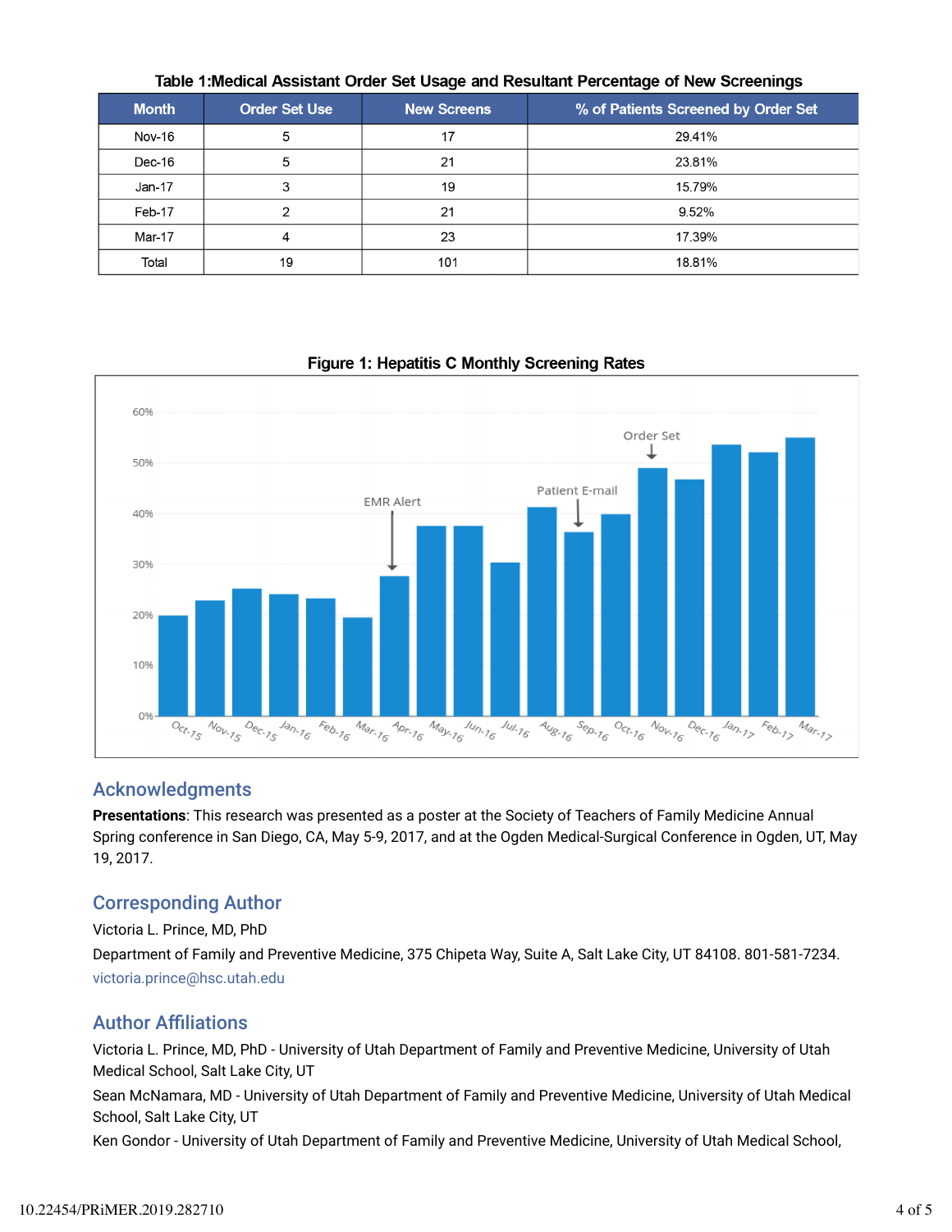**Table 1: Medical Assistant Order Set Usage and Resultant Percentage of New Screenings**

| Month | Order Set Use | New Screens | % of Patients Screened by Order Set |
|---|---|---|---|
| Nov-16 | 5 | 17 | 29.41% |
| Dec-16 | 5 | 21 | 23.81% |
| Jan-17 | 3 | 19 | 15.79% |
| Feb-17 | 2 | 21 | 9.52% |
| Mar-17 | 4 | 23 | 17.39% |
| Total | 19 | 101 | 18.81% |

**Figure 1: Hepatitis C Monthly Screening Rates**

## Acknowledgments

**Presentations**: This research was presented as a poster at the Society of Teachers of Family Medicine Annual Spring conference in San Diego, CA, May 5-9, 2017, and at the Ogden Medical-Surgical Conference in Ogden, UT, May 19, 2017.

## Corresponding Author

Victoria L. Prince, MD, PhD

Department of Family and Preventive Medicine, 375 Chipeta Way, Suite A, Salt Lake City, UT 84108. 801-581-7234. victoria.prince@hsc.utah.edu

## Author Affiliations

Victoria L. Prince, MD, PhD - University of Utah Department of Family and Preventive Medicine, University of Utah Medical School, Salt Lake City, UT

Sean McNamara, MD - University of Utah Department of Family and Preventive Medicine, University of Utah Medical School, Salt Lake City, UT

Ken Gondor - University of Utah Department of Family and Preventive Medicine, University of Utah Medical School,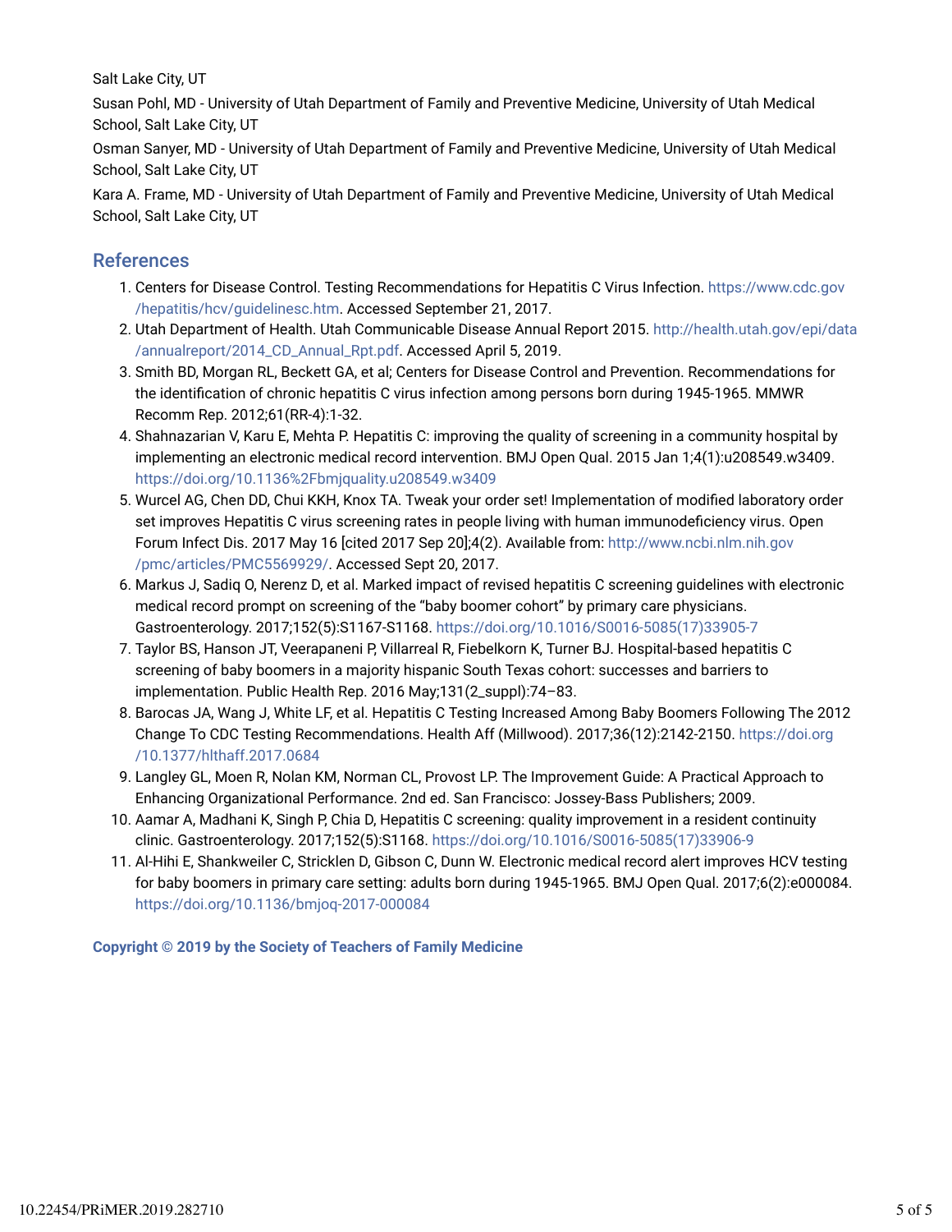Salt Lake City, UT

Susan Pohl, MD - University of Utah Department of Family and Preventive Medicine, University of Utah Medical School, Salt Lake City, UT

Osman Sanyer, MD - University of Utah Department of Family and Preventive Medicine, University of Utah Medical School, Salt Lake City, UT

Kara A. Frame, MD - University of Utah Department of Family and Preventive Medicine, University of Utah Medical School, Salt Lake City, UT

## References

1. Centers for Disease Control. Testing Recommendations for Hepatitis C Virus Infection. https://www.cdc.gov/hepatitis/hcv/guidelinesc.htm. Accessed September 21, 2017.
2. Utah Department of Health. Utah Communicable Disease Annual Report 2015. http://health.utah.gov/epi/data/annualreport/2014_CD_Annual_Rpt.pdf. Accessed April 5, 2019.
3. Smith BD, Morgan RL, Beckett GA, et al; Centers for Disease Control and Prevention. Recommendations for the identification of chronic hepatitis C virus infection among persons born during 1945-1965. MMWR Recomm Rep. 2012;61(RR-4):1-32.
4. Shahnazarian V, Karu E, Mehta P. Hepatitis C: improving the quality of screening in a community hospital by implementing an electronic medical record intervention. BMJ Open Qual. 2015 Jan 1;4(1):u208549.w3409. https://doi.org/10.1136%2Fbmjquality.u208549.w3409
5. Wurcel AG, Chen DD, Chui KKH, Knox TA. Tweak your order set! Implementation of modified laboratory order set improves Hepatitis C virus screening rates in people living with human immunodeficiency virus. Open Forum Infect Dis. 2017 May 16 [cited 2017 Sep 20];4(2). Available from: http://www.ncbi.nlm.nih.gov/pmc/articles/PMC5569929/. Accessed Sept 20, 2017.
6. Markus J, Sadiq O, Nerenz D, et al. Marked impact of revised hepatitis C screening guidelines with electronic medical record prompt on screening of the "baby boomer cohort" by primary care physicians. Gastroenterology. 2017;152(5):S1167-S1168. https://doi.org/10.1016/S0016-5085(17)33905-7
7. Taylor BS, Hanson JT, Veerapaneni P, Villarreal R, Fiebelkorn K, Turner BJ. Hospital-based hepatitis C screening of baby boomers in a majority hispanic South Texas cohort: successes and barriers to implementation. Public Health Rep. 2016 May;131(2_suppl):74–83.
8. Barocas JA, Wang J, White LF, et al. Hepatitis C Testing Increased Among Baby Boomers Following The 2012 Change To CDC Testing Recommendations. Health Aff (Millwood). 2017;36(12):2142-2150. https://doi.org/10.1377/hlthaff.2017.0684
9. Langley GL, Moen R, Nolan KM, Norman CL, Provost LP. The Improvement Guide: A Practical Approach to Enhancing Organizational Performance. 2nd ed. San Francisco: Jossey-Bass Publishers; 2009.
10. Aamar A, Madhani K, Singh P, Chia D, Hepatitis C screening: quality improvement in a resident continuity clinic. Gastroenterology. 2017;152(5):S1168. https://doi.org/10.1016/S0016-5085(17)33906-9
11. Al-Hihi E, Shankweiler C, Stricklen D, Gibson C, Dunn W. Electronic medical record alert improves HCV testing for baby boomers in primary care setting: adults born during 1945-1965. BMJ Open Qual. 2017;6(2):e000084. https://doi.org/10.1136/bmjoq-2017-000084

**Copyright © 2019 by the Society of Teachers of Family Medicine**